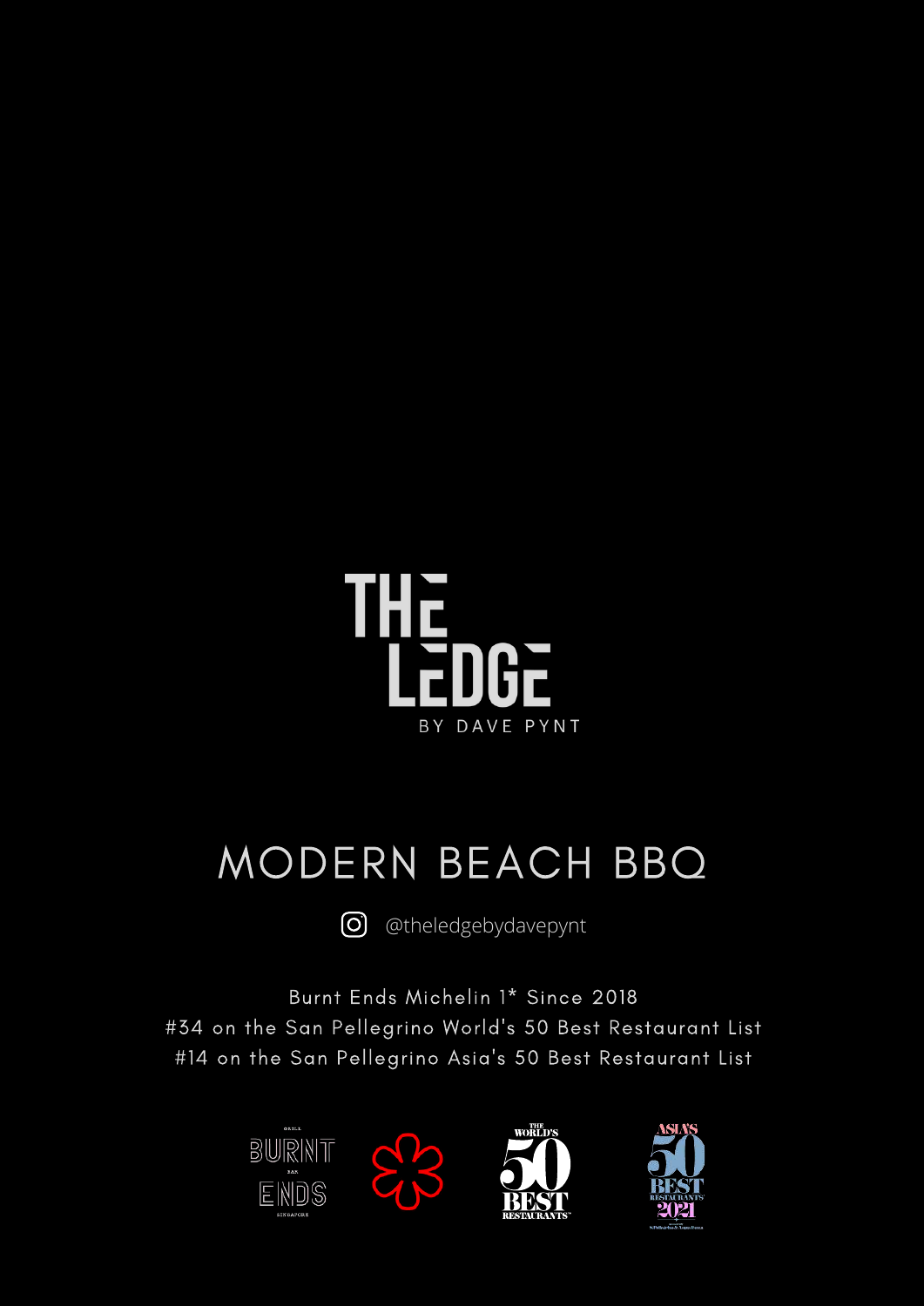# THE LEDGE

BY DAVE PYNT

## MODERN BEACH BBQ

@theledgebydavepynt

Burnt Ends Michelin 1* Since 2018

#34 on the San Pellegrino World's 50 Best Restaurant List

#14 on the San Pellegrino Asia's 50 Best Restaurant List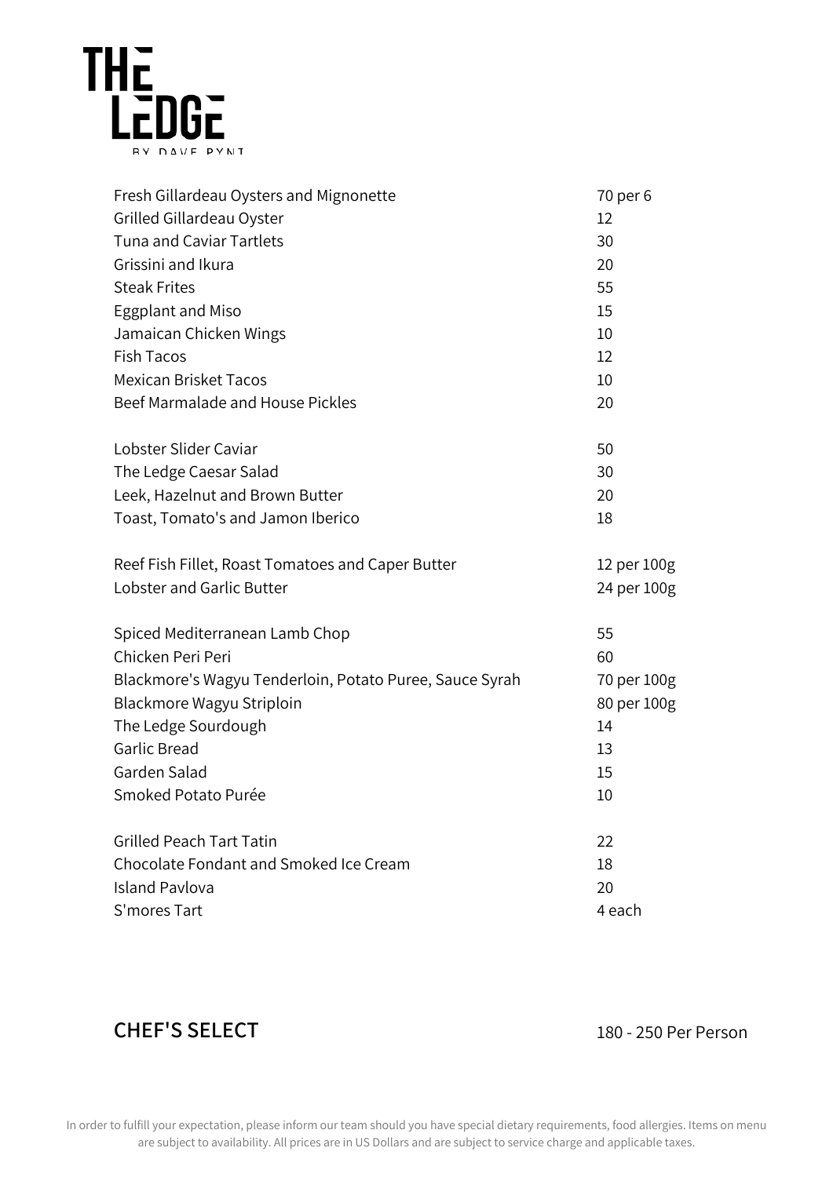# THE LEDGE

BY DAVE PYNT

| | |
|---|---|
| Fresh Gillardeau Oysters and Mignonette | 70 per 6 |
| Grilled Gillardeau Oyster | 12 |
| Tuna and Caviar Tartlets | 30 |
| Grissini and Ikura | 20 |
| Steak Frites | 55 |
| Eggplant and Miso | 15 |
| Jamaican Chicken Wings | 10 |
| Fish Tacos | 12 |
| Mexican Brisket Tacos | 10 |
| Beef Marmalade and House Pickles | 20 |
| | |
| Lobster Slider Caviar | 50 |
| The Ledge Caesar Salad | 30 |
| Leek, Hazelnut and Brown Butter | 20 |
| Toast, Tomato's and Jamon Iberico | 18 |
| | |
| Reef Fish Fillet, Roast Tomatoes and Caper Butter | 12 per 100g |
| Lobster and Garlic Butter | 24 per 100g |
| | |
| Spiced Mediterranean Lamb Chop | 55 |
| Chicken Peri Peri | 60 |
| Blackmore's Wagyu Tenderloin, Potato Puree, Sauce Syrah | 70 per 100g |
| Blackmore Wagyu Striploin | 80 per 100g |
| The Ledge Sourdough | 14 |
| Garlic Bread | 13 |
| Garden Salad | 15 |
| Smoked Potato Purée | 10 |
| | |
| Grilled Peach Tart Tatin | 22 |
| Chocolate Fondant and Smoked Ice Cream | 18 |
| Island Pavlova | 20 |
| S'mores Tart | 4 each |

## CHEF'S SELECT

180 - 250 Per Person

In order to fulfill your expectation, please inform our team should you have special dietary requirements, food allergies. Items on menu are subject to availability. All prices are in US Dollars and are subject to service charge and applicable taxes.